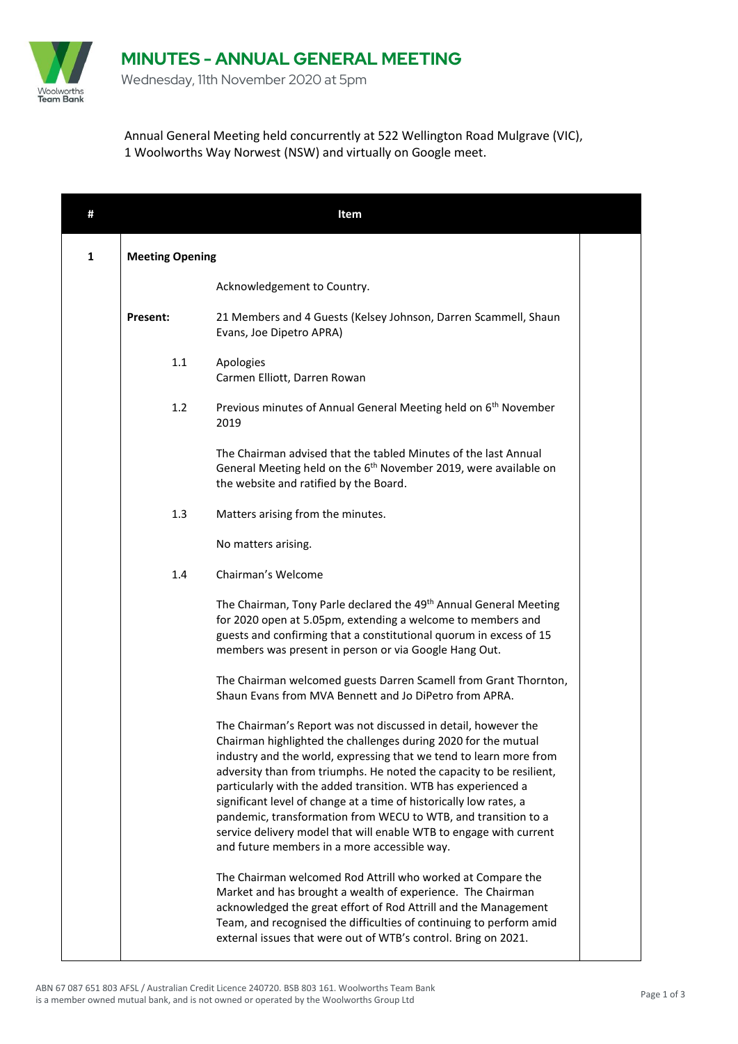# MINUTES - ANNUAL GENERAL MEETING

Wednesday, 11th November 2020 at 5pm

Annual General Meeting held concurrently at 522 Wellington Road Mulgrave (VIC), 1 Woolworths Way Norwest (NSW) and virtually on Google meet.

| # | Item | | |
|---|---|---|---|
| 1 | **Meeting Opening** | | |
| | | Acknowledgement to Country. | |
| | **Present:** | 21 Members and 4 Guests (Kelsey Johnson, Darren Scammell, Shaun Evans, Joe Dipetro APRA) | |
| | 1.1 | Apologies<br>Carmen Elliott, Darren Rowan | |
| | 1.2 | Previous minutes of Annual General Meeting held on 6th November 2019 | |
| | | The Chairman advised that the tabled Minutes of the last Annual General Meeting held on the 6th November 2019, were available on the website and ratified by the Board. | |
| | 1.3 | Matters arising from the minutes. | |
| | | No matters arising. | |
| | 1.4 | Chairman's Welcome | |
| | | The Chairman, Tony Parle declared the 49th Annual General Meeting for 2020 open at 5.05pm, extending a welcome to members and guests and confirming that a constitutional quorum in excess of 15 members was present in person or via Google Hang Out. | |
| | | The Chairman welcomed guests Darren Scamell from Grant Thornton, Shaun Evans from MVA Bennett and Jo DiPetro from APRA. | |
| | | The Chairman's Report was not discussed in detail, however the Chairman highlighted the challenges during 2020 for the mutual industry and the world, expressing that we tend to learn more from adversity than from triumphs. He noted the capacity to be resilient, particularly with the added transition. WTB has experienced a significant level of change at a time of historically low rates, a pandemic, transformation from WECU to WTB, and transition to a service delivery model that will enable WTB to engage with current and future members in a more accessible way. | |
| | | The Chairman welcomed Rod Attrill who worked at Compare the Market and has brought a wealth of experience. The Chairman acknowledged the great effort of Rod Attrill and the Management Team, and recognised the difficulties of continuing to perform amid external issues that were out of WTB's control. Bring on 2021. | |

ABN 67 087 651 803 AFSL / Australian Credit Licence 240720. BSB 803 161. Woolworths Team Bank is a member owned mutual bank, and is not owned or operated by the Woolworths Group Ltd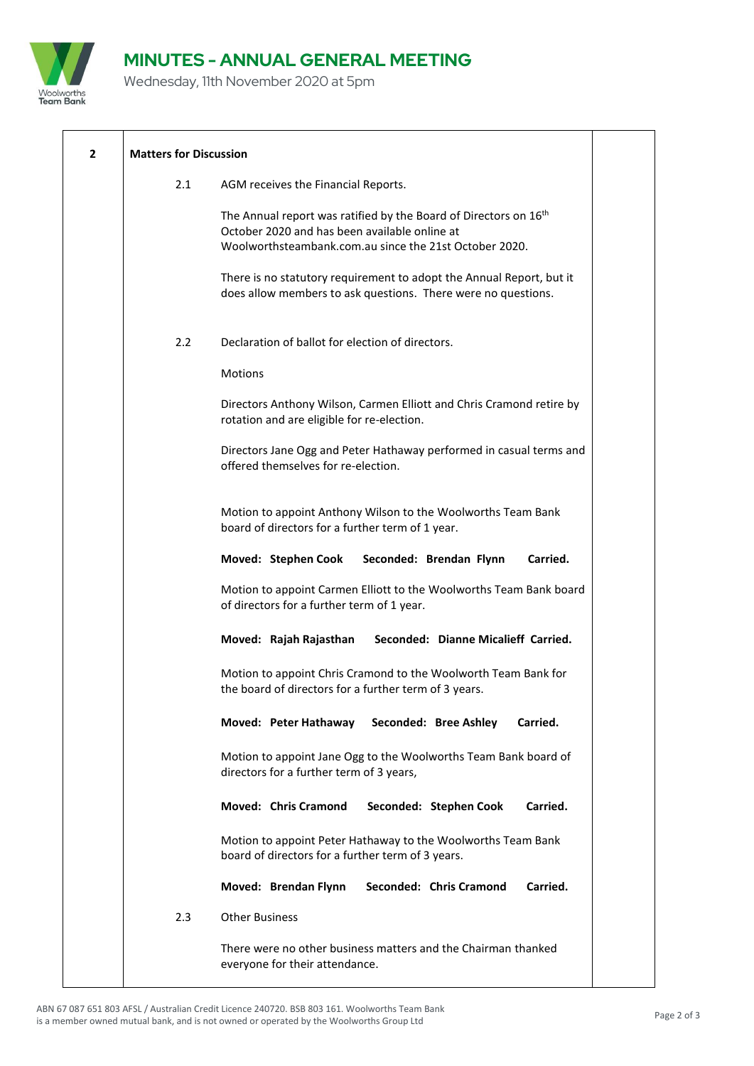# MINUTES - ANNUAL GENERAL MEETING

Wednesday, 11th November 2020 at 5pm

## 2 Matters for Discussion

**2.1** AGM receives the Financial Reports.

The Annual report was ratified by the Board of Directors on 16th October 2020 and has been available online at Woolworthsteambank.com.au since the 21st October 2020.

There is no statutory requirement to adopt the Annual Report, but it does allow members to ask questions. There were no questions.

**2.2** Declaration of ballot for election of directors.

Motions

Directors Anthony Wilson, Carmen Elliott and Chris Cramond retire by rotation and are eligible for re-election.

Directors Jane Ogg and Peter Hathaway performed in casual terms and offered themselves for re-election.

Motion to appoint Anthony Wilson to the Woolworths Team Bank board of directors for a further term of 1 year.

**Moved: Stephen Cook Seconded: Brendan Flynn Carried.**

Motion to appoint Carmen Elliott to the Woolworths Team Bank board of directors for a further term of 1 year.

**Moved: Rajah Rajasthan Seconded: Dianne Micalieff Carried.**

Motion to appoint Chris Cramond to the Woolworth Team Bank for the board of directors for a further term of 3 years.

**Moved: Peter Hathaway Seconded: Bree Ashley Carried.**

Motion to appoint Jane Ogg to the Woolworths Team Bank board of directors for a further term of 3 years,

**Moved: Chris Cramond Seconded: Stephen Cook Carried.**

Motion to appoint Peter Hathaway to the Woolworths Team Bank board of directors for a further term of 3 years.

**Moved: Brendan Flynn Seconded: Chris Cramond Carried.**

**2.3** Other Business

There were no other business matters and the Chairman thanked everyone for their attendance.

ABN 67 087 651 803 AFSL / Australian Credit Licence 240720. BSB 803 161. Woolworths Team Bank is a member owned mutual bank, and is not owned or operated by the Woolworths Group Ltd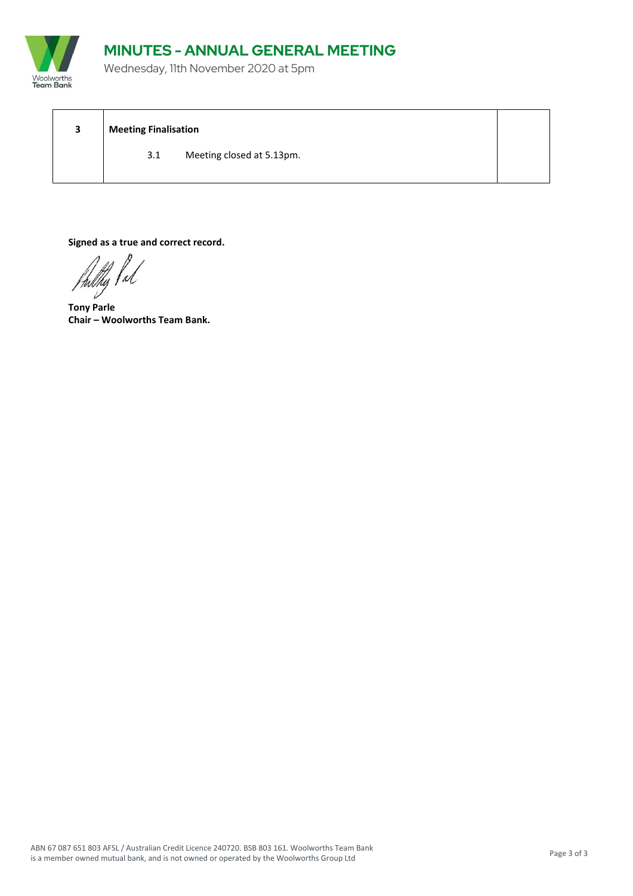# MINUTES - ANNUAL GENERAL MEETING

Wednesday, 11th November 2020 at 5pm

| | | |
|---|---|---|
| 3 | **Meeting Finalisation**<br><br>3.1 Meeting closed at 5.13pm. | |

**Signed as a true and correct record.**

**Tony Parle**
**Chair – Woolworths Team Bank.**

ABN 67 087 651 803 AFSL / Australian Credit Licence 240720. BSB 803 161. Woolworths Team Bank is a member owned mutual bank, and is not owned or operated by the Woolworths Group Ltd